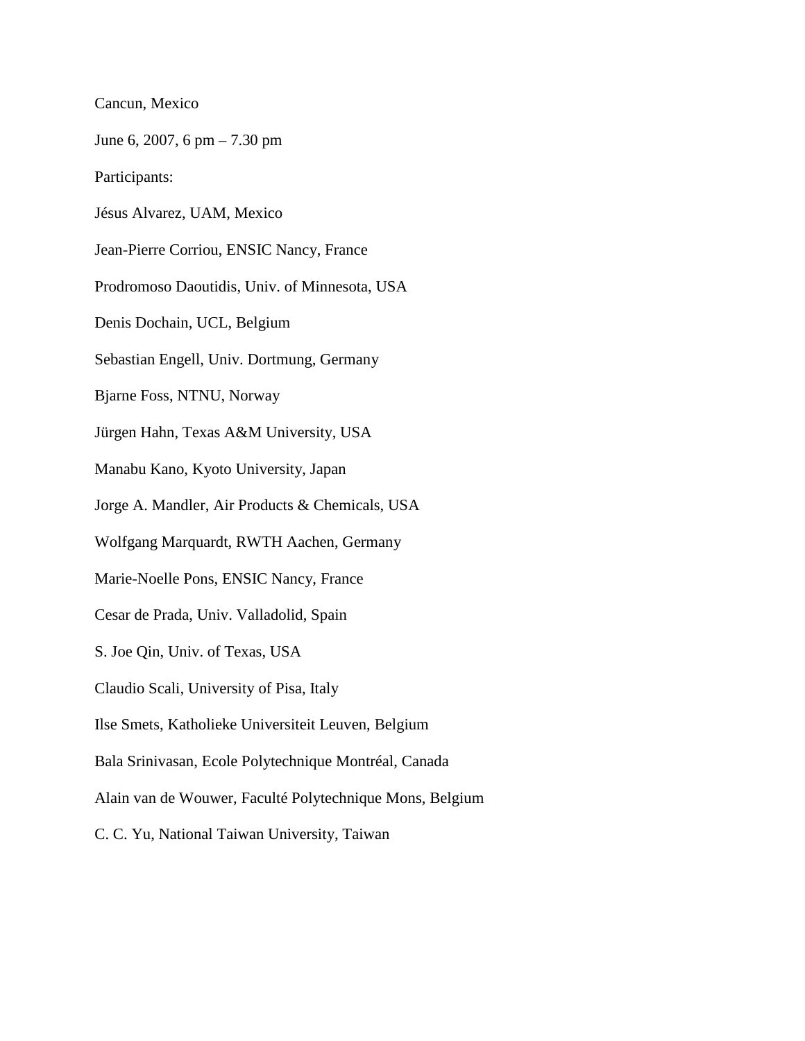Cancun, Mexico

June 6, 2007, 6 pm – 7.30 pm

Participants:

Jésus Alvarez, UAM, Mexico

Jean-Pierre Corriou, ENSIC Nancy, France

Prodromoso Daoutidis, Univ. of Minnesota, USA

Denis Dochain, UCL, Belgium

Sebastian Engell, Univ. Dortmung, Germany

Bjarne Foss, NTNU, Norway

Jürgen Hahn, Texas A&M University, USA

Manabu Kano, Kyoto University, Japan

Jorge A. Mandler, Air Products & Chemicals, USA

Wolfgang Marquardt, RWTH Aachen, Germany

Marie-Noelle Pons, ENSIC Nancy, France

Cesar de Prada, Univ. Valladolid, Spain

S. Joe Qin, Univ. of Texas, USA

Claudio Scali, University of Pisa, Italy

Ilse Smets, Katholieke Universiteit Leuven, Belgium

Bala Srinivasan, Ecole Polytechnique Montréal, Canada

Alain van de Wouwer, Faculté Polytechnique Mons, Belgium

C. C. Yu, National Taiwan University, Taiwan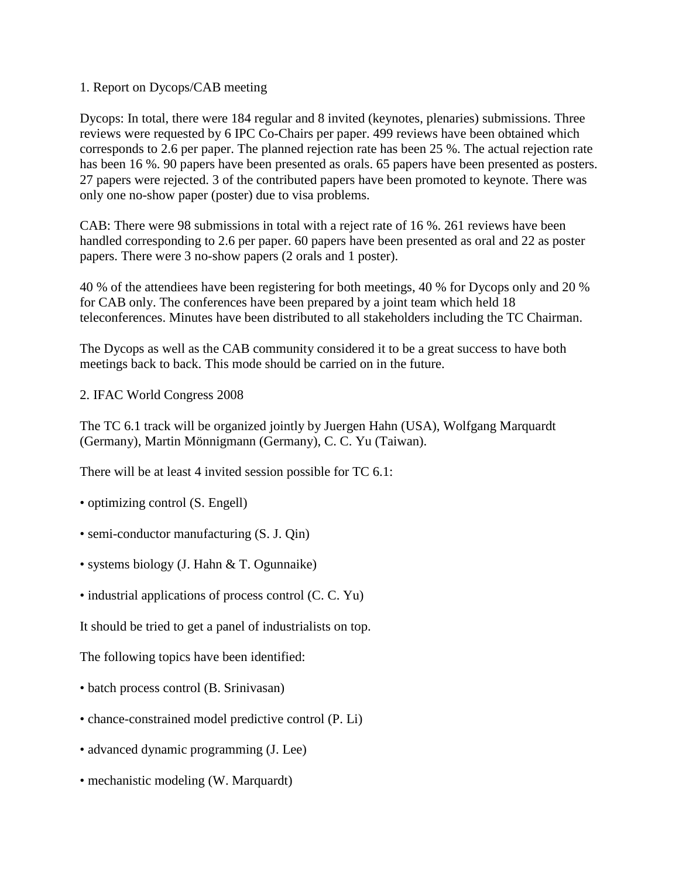1. Report on Dycops/CAB meeting

Dycops: In total, there were 184 regular and 8 invited (keynotes, plenaries) submissions. Three reviews were requested by 6 IPC Co-Chairs per paper. 499 reviews have been obtained which corresponds to 2.6 per paper. The planned rejection rate has been 25 %. The actual rejection rate has been 16 %. 90 papers have been presented as orals. 65 papers have been presented as posters. 27 papers were rejected. 3 of the contributed papers have been promoted to keynote. There was only one no-show paper (poster) due to visa problems.

CAB: There were 98 submissions in total with a reject rate of 16 %. 261 reviews have been handled corresponding to 2.6 per paper. 60 papers have been presented as oral and 22 as poster papers. There were 3 no-show papers (2 orals and 1 poster).

40 % of the attendiees have been registering for both meetings, 40 % for Dycops only and 20 % for CAB only. The conferences have been prepared by a joint team which held 18 teleconferences. Minutes have been distributed to all stakeholders including the TC Chairman.

The Dycops as well as the CAB community considered it to be a great success to have both meetings back to back. This mode should be carried on in the future.

2. IFAC World Congress 2008

The TC 6.1 track will be organized jointly by Juergen Hahn (USA), Wolfgang Marquardt (Germany), Martin Mönnigmann (Germany), C. C. Yu (Taiwan).

There will be at least 4 invited session possible for TC 6.1:

- optimizing control (S. Engell)
- semi-conductor manufacturing (S. J. Qin)
- systems biology (J. Hahn & T. Ogunnaike)
- industrial applications of process control (C. C. Yu)

It should be tried to get a panel of industrialists on top.

The following topics have been identified:

- batch process control (B. Srinivasan)
- chance-constrained model predictive control (P. Li)
- advanced dynamic programming (J. Lee)
- mechanistic modeling (W. Marquardt)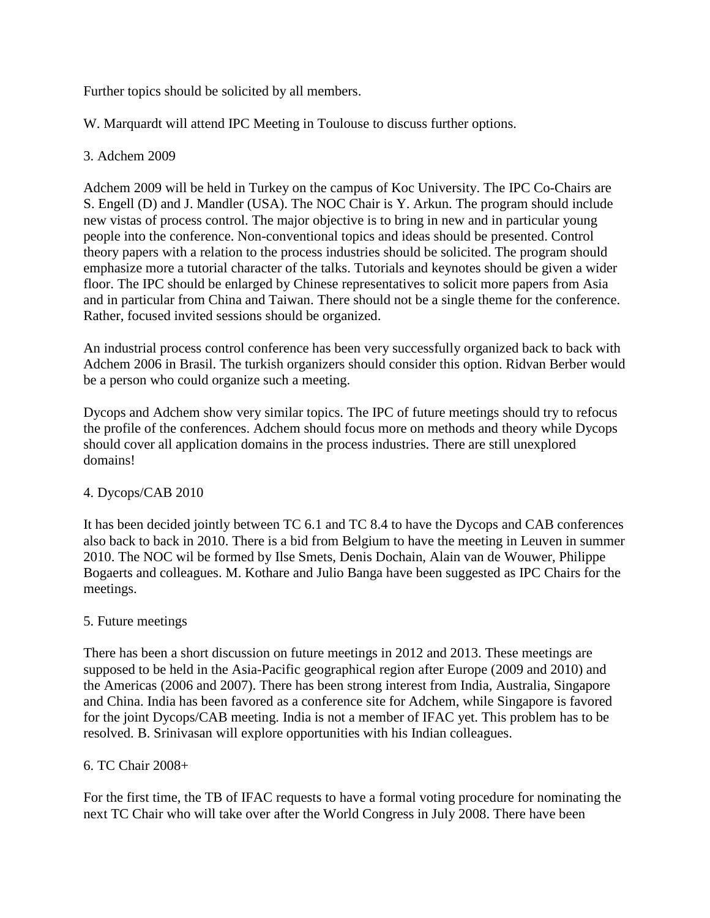Further topics should be solicited by all members.

W. Marquardt will attend IPC Meeting in Toulouse to discuss further options.

## 3. Adchem 2009

Adchem 2009 will be held in Turkey on the campus of Koc University. The IPC Co-Chairs are S. Engell (D) and J. Mandler (USA). The NOC Chair is Y. Arkun. The program should include new vistas of process control. The major objective is to bring in new and in particular young people into the conference. Non-conventional topics and ideas should be presented. Control theory papers with a relation to the process industries should be solicited. The program should emphasize more a tutorial character of the talks. Tutorials and keynotes should be given a wider floor. The IPC should be enlarged by Chinese representatives to solicit more papers from Asia and in particular from China and Taiwan. There should not be a single theme for the conference. Rather, focused invited sessions should be organized.

An industrial process control conference has been very successfully organized back to back with Adchem 2006 in Brasil. The turkish organizers should consider this option. Ridvan Berber would be a person who could organize such a meeting.

Dycops and Adchem show very similar topics. The IPC of future meetings should try to refocus the profile of the conferences. Adchem should focus more on methods and theory while Dycops should cover all application domains in the process industries. There are still unexplored domains!

## 4. Dycops/CAB 2010

It has been decided jointly between TC 6.1 and TC 8.4 to have the Dycops and CAB conferences also back to back in 2010. There is a bid from Belgium to have the meeting in Leuven in summer 2010. The NOC wil be formed by Ilse Smets, Denis Dochain, Alain van de Wouwer, Philippe Bogaerts and colleagues. M. Kothare and Julio Banga have been suggested as IPC Chairs for the meetings.

## 5. Future meetings

There has been a short discussion on future meetings in 2012 and 2013. These meetings are supposed to be held in the Asia-Pacific geographical region after Europe (2009 and 2010) and the Americas (2006 and 2007). There has been strong interest from India, Australia, Singapore and China. India has been favored as a conference site for Adchem, while Singapore is favored for the joint Dycops/CAB meeting. India is not a member of IFAC yet. This problem has to be resolved. B. Srinivasan will explore opportunities with his Indian colleagues.

## 6. TC Chair 2008+

For the first time, the TB of IFAC requests to have a formal voting procedure for nominating the next TC Chair who will take over after the World Congress in July 2008. There have been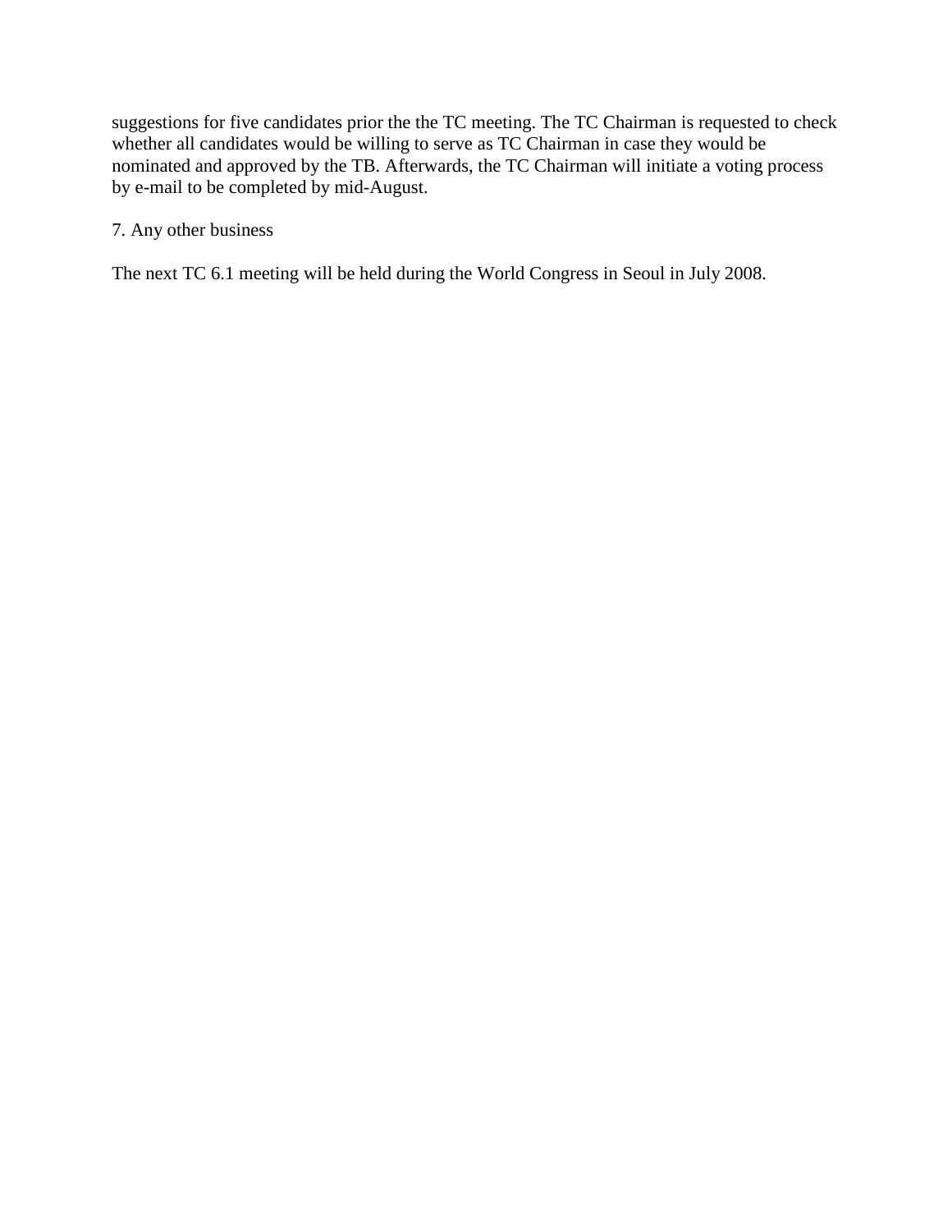suggestions for five candidates prior the the TC meeting. The TC Chairman is requested to check whether all candidates would be willing to serve as TC Chairman in case they would be nominated and approved by the TB. Afterwards, the TC Chairman will initiate a voting process by e-mail to be completed by mid-August.

7. Any other business

The next TC 6.1 meeting will be held during the World Congress in Seoul in July 2008.